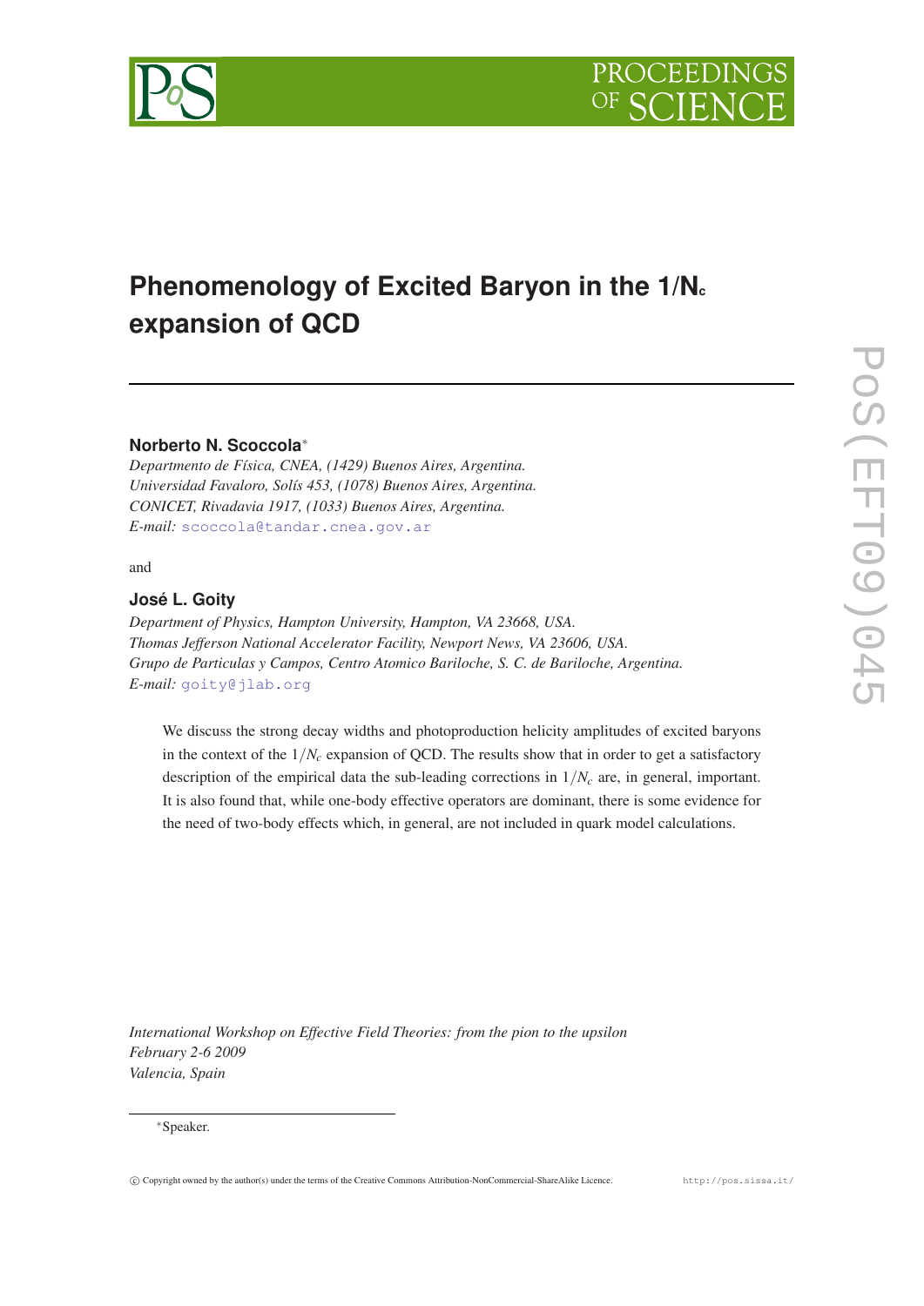# Phenomenology of Excited Baryon in the $1/N_c$ expansion of QCD

**Norberto N. Scoccola***

*Departmento de Física, CNEA, (1429) Buenos Aires, Argentina.*
*Universidad Favaloro, Solís 453, (1078) Buenos Aires, Argentina.*
*CONICET, Rivadavia 1917, (1033) Buenos Aires, Argentina.*
*E-mail:* scoccola@tandar.cnea.gov.ar

and

**José L. Goity**

*Department of Physics, Hampton University, Hampton, VA 23668, USA.*
*Thomas Jefferson National Accelerator Facility, Newport News, VA 23606, USA.*
*Grupo de Particulas y Campos, Centro Atomico Bariloche, S. C. de Bariloche, Argentina.*
*E-mail:* goity@jlab.org

We discuss the strong decay widths and photoproduction helicity amplitudes of excited baryons in the context of the $1/N_c$ expansion of QCD. The results show that in order to get a satisfactory description of the empirical data the sub-leading corrections in $1/N_c$ are, in general, important. It is also found that, while one-body effective operators are dominant, there is some evidence for the need of two-body effects which, in general, are not included in quark model calculations.

*International Workshop on Effective Field Theories: from the pion to the upsilon*
*February 2-6 2009*
*Valencia, Spain*

*Speaker.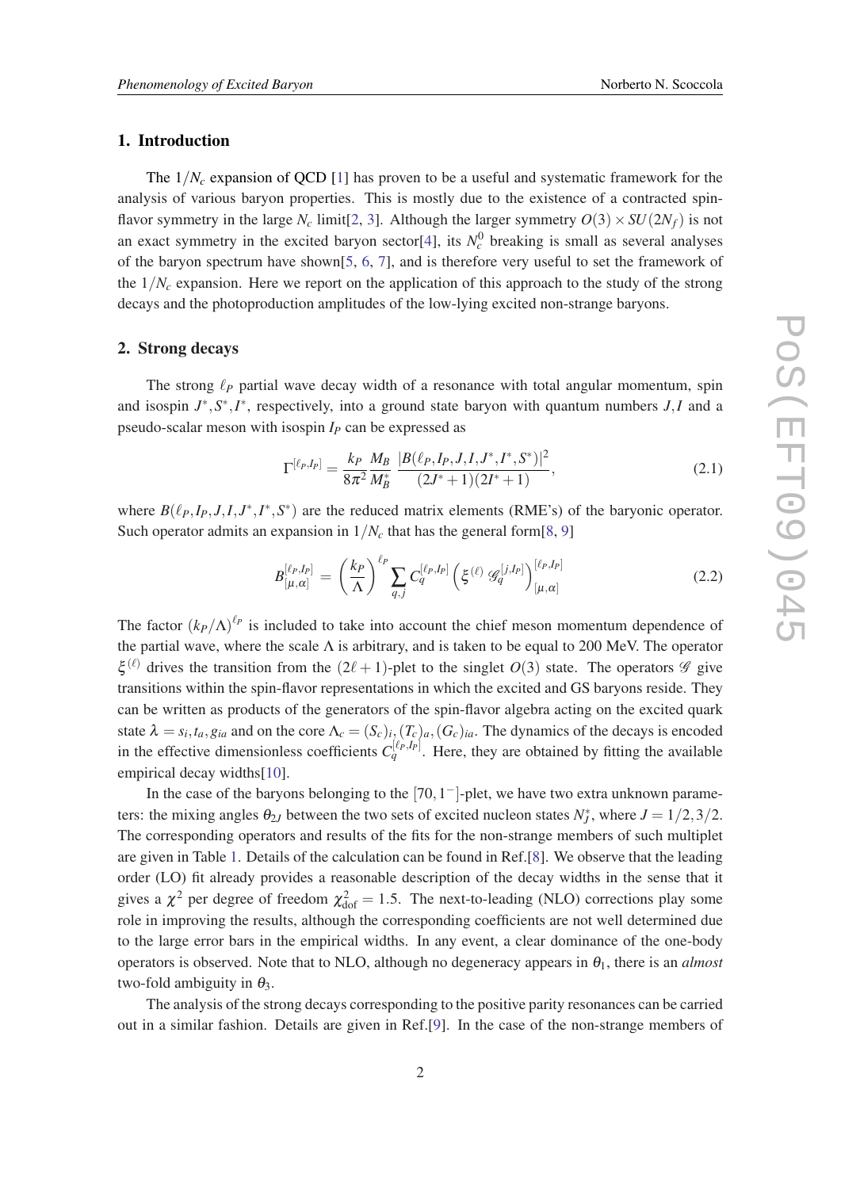## 1. Introduction

The $1/N_c$ expansion of QCD [1] has proven to be a useful and systematic framework for the analysis of various baryon properties. This is mostly due to the existence of a contracted spin-flavor symmetry in the large $N_c$ limit[2, 3]. Although the larger symmetry $O(3)\times SU(2N_f)$ is not an exact symmetry in the excited baryon sector[4], its $N_c^0$ breaking is small as several analyses of the baryon spectrum have shown[5, 6, 7], and is therefore very useful to set the framework of the $1/N_c$ expansion. Here we report on the application of this approach to the study of the strong decays and the photoproduction amplitudes of the low-lying excited non-strange baryons.

## 2. Strong decays

The strong $\ell_P$ partial wave decay width of a resonance with total angular momentum, spin and isospin $J^*, S^*, I^*$, respectively, into a ground state baryon with quantum numbers $J, I$ and a pseudo-scalar meson with isospin $I_P$ can be expressed as

$$\Gamma^{[\ell_P, I_P]} = \frac{k_P}{8\pi^2}\frac{M_B}{M_B^*}\frac{|B(\ell_P, I_P, J, I, J^*, I^*, S^*)|^2}{(2J^*+1)(2I^*+1)}, \tag{2.1}$$

where $B(\ell_P, I_P, J, I, J^*, I^*, S^*)$ are the reduced matrix elements (RME's) of the baryonic operator. Such operator admits an expansion in $1/N_c$ that has the general form[8, 9]

$$B^{[\ell_P, I_P]}_{[\mu,\alpha]} = \left(\frac{k_P}{\Lambda}\right)^{\ell_P} \sum_{q,j} C_q^{[\ell_P, I_P]} \left(\xi^{(\ell)}\, \mathscr{G}_q^{[j, I_P]}\right)^{[\ell_P, I_P]}_{[\mu,\alpha]} \tag{2.2}$$

The factor $(k_P/\Lambda)^{\ell_P}$ is included to take into account the chief meson momentum dependence of the partial wave, where the scale $\Lambda$ is arbitrary, and is taken to be equal to 200 MeV. The operator $\xi^{(\ell)}$ drives the transition from the $(2\ell+1)$-plet to the singlet $O(3)$ state. The operators $\mathscr{G}$ give transitions within the spin-flavor representations in which the excited and GS baryons reside. They can be written as products of the generators of the spin-flavor algebra acting on the excited quark state $\lambda = s_i, t_a, g_{ia}$ and on the core $\Lambda_c = (S_c)_i, (T_c)_a, (G_c)_{ia}$. The dynamics of the decays is encoded in the effective dimensionless coefficients $C_q^{[\ell_P, I_P]}$. Here, they are obtained by fitting the available empirical decay widths[10].

In the case of the baryons belonging to the $[70, 1^-]$-plet, we have two extra unknown parameters: the mixing angles $\theta_{2J}$ between the two sets of excited nucleon states $N_J^*$, where $J = 1/2, 3/2$. The corresponding operators and results of the fits for the non-strange members of such multiplet are given in Table 1. Details of the calculation can be found in Ref.[8]. We observe that the leading order (LO) fit already provides a reasonable description of the decay widths in the sense that it gives a $\chi^2$ per degree of freedom $\chi^2_{\rm dof} = 1.5$. The next-to-leading (NLO) corrections play some role in improving the results, although the corresponding coefficients are not well determined due to the large error bars in the empirical widths. In any event, a clear dominance of the one-body operators is observed. Note that to NLO, although no degeneracy appears in $\theta_1$, there is an *almost* two-fold ambiguity in $\theta_3$.

The analysis of the strong decays corresponding to the positive parity resonances can be carried out in a similar fashion. Details are given in Ref.[9]. In the case of the non-strange members of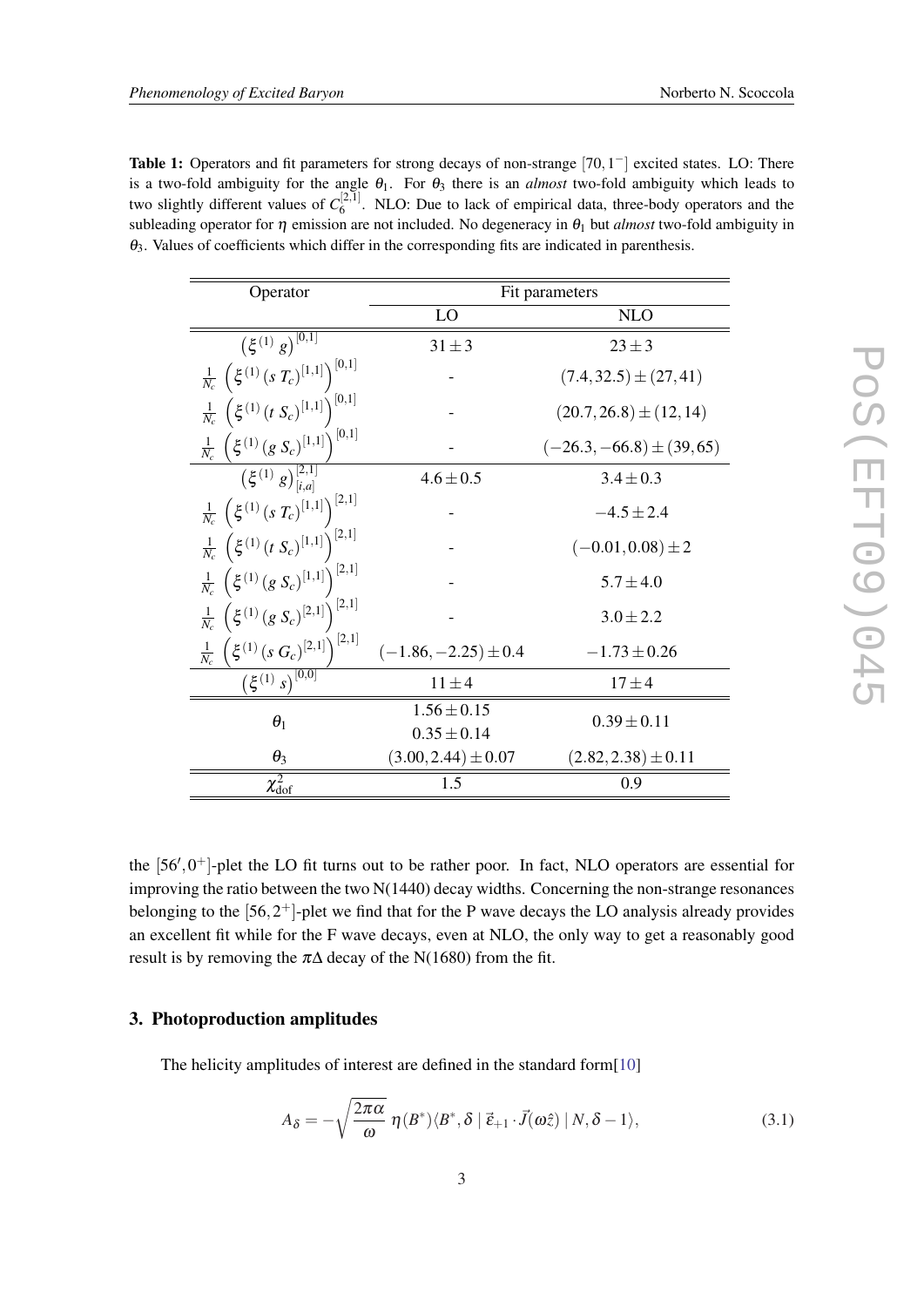**Table 1:** Operators and fit parameters for strong decays of non-strange $[70,1^-]$ excited states. LO: There is a two-fold ambiguity for the angle $\theta_1$. For $\theta_3$ there is an *almost* two-fold ambiguity which leads to two slightly different values of $C_6^{[2,1]}$. NLO: Due to lack of empirical data, three-body operators and the subleading operator for $\eta$ emission are not included. No degeneracy in $\theta_1$ but *almost* two-fold ambiguity in $\theta_3$. Values of coefficients which differ in the corresponding fits are indicated in parenthesis.

| Operator | Fit parameters | |
|---|---|---|
| | LO | NLO |
| $\left(\xi^{(1)}\, g\right)^{[0,1]}$ | $31 \pm 3$ | $23 \pm 3$ |
| $\frac{1}{N_c}\left(\xi^{(1)}\,(s\, T_c)^{[1,1]}\right)^{[0,1]}$ | - | $(7.4, 32.5) \pm (27, 41)$ |
| $\frac{1}{N_c}\left(\xi^{(1)}\,(t\, S_c)^{[1,1]}\right)^{[0,1]}$ | - | $(20.7, 26.8) \pm (12, 14)$ |
| $\frac{1}{N_c}\left(\xi^{(1)}\,(g\, S_c)^{[1,1]}\right)^{[0,1]}$ | - | $(-26.3, -66.8) \pm (39, 65)$ |
| $\left(\xi^{(1)}\, g\right)^{[2,1]}_{[i,a]}$ | $4.6 \pm 0.5$ | $3.4 \pm 0.3$ |
| $\frac{1}{N_c}\left(\xi^{(1)}\,(s\, T_c)^{[1,1]}\right)^{[2,1]}$ | - | $-4.5 \pm 2.4$ |
| $\frac{1}{N_c}\left(\xi^{(1)}\,(t\, S_c)^{[1,1]}\right)^{[2,1]}$ | - | $(-0.01, 0.08) \pm 2$ |
| $\frac{1}{N_c}\left(\xi^{(1)}\,(g\, S_c)^{[1,1]}\right)^{[2,1]}$ | - | $5.7 \pm 4.0$ |
| $\frac{1}{N_c}\left(\xi^{(1)}\,(g\, S_c)^{[2,1]}\right)^{[2,1]}$ | - | $3.0 \pm 2.2$ |
| $\frac{1}{N_c}\left(\xi^{(1)}\,(s\, G_c)^{[2,1]}\right)^{[2,1]}$ | $(-1.86, -2.25) \pm 0.4$ | $-1.73 \pm 0.26$ |
| $\left(\xi^{(1)}\, s\right)^{[0,0]}$ | $11 \pm 4$ | $17 \pm 4$ |
| $\theta_1$ | $1.56 \pm 0.15$ <br> $0.35 \pm 0.14$ | $0.39 \pm 0.11$ |
| $\theta_3$ | $(3.00, 2.44) \pm 0.07$ | $(2.82, 2.38) \pm 0.11$ |
| $\chi^2_{\rm dof}$ | 1.5 | 0.9 |

the $[56',0^+]$-plet the LO fit turns out to be rather poor. In fact, NLO operators are essential for improving the ratio between the two N(1440) decay widths. Concerning the non-strange resonances belonging to the $[56,2^+]$-plet we find that for the P wave decays the LO analysis already provides an excellent fit while for the F wave decays, even at NLO, the only way to get a reasonably good result is by removing the $\pi\Delta$ decay of the N(1680) from the fit.

## 3. Photoproduction amplitudes

The helicity amplitudes of interest are defined in the standard form[10]

$$A_\delta = -\sqrt{\frac{2\pi\alpha}{\omega}}\;\eta(B^*)\langle B^*,\delta \mid \vec{\varepsilon}_{+1}\cdot\vec{J}(\omega\hat{z}) \mid N,\delta-1\rangle, \tag{3.1}$$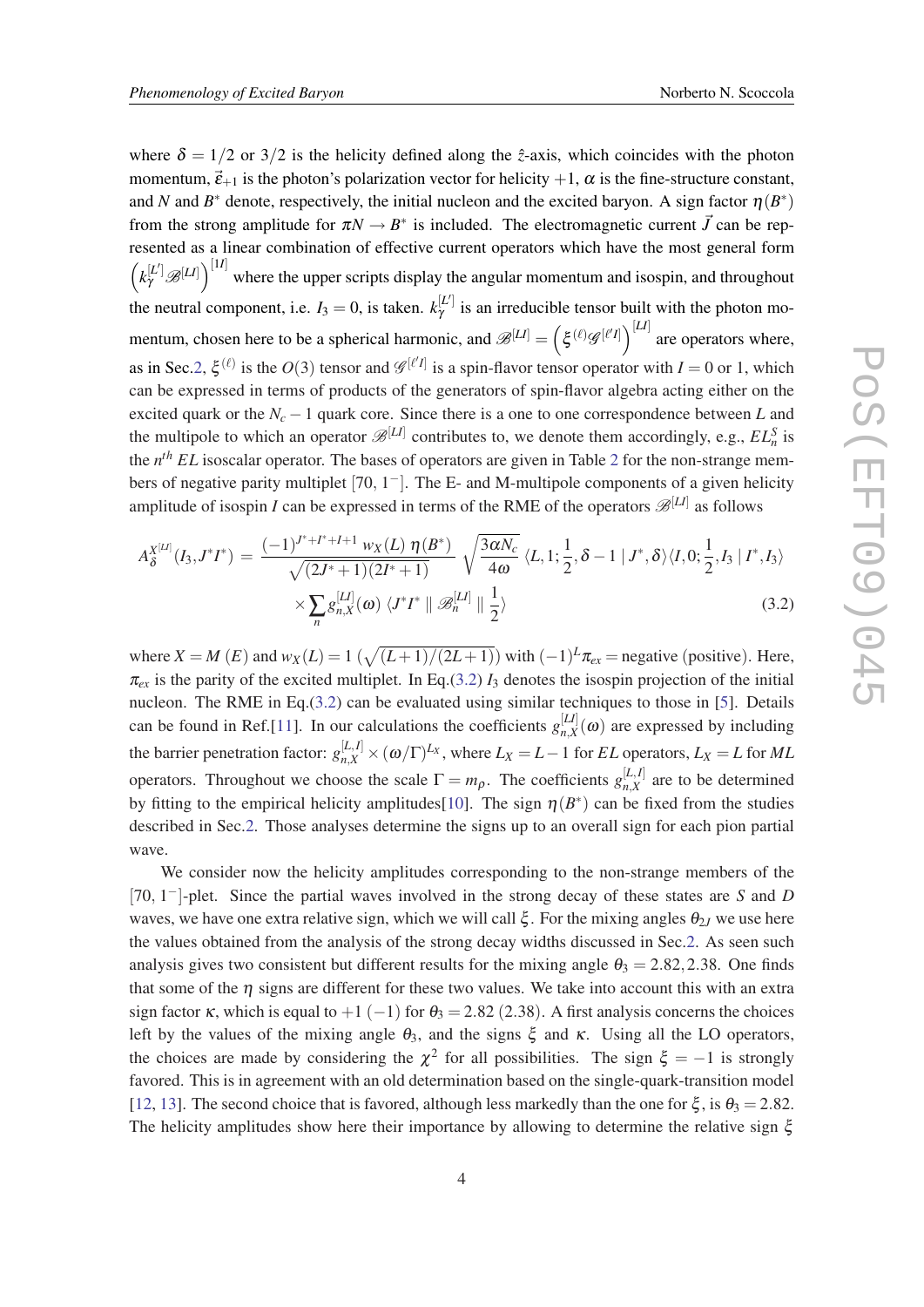where $\delta = 1/2$ or $3/2$ is the helicity defined along the $\hat{z}$-axis, which coincides with the photon momentum, $\vec{\varepsilon}_{+1}$ is the photon's polarization vector for helicity $+1$, $\alpha$ is the fine-structure constant, and $N$ and $B^*$ denote, respectively, the initial nucleon and the excited baryon. A sign factor $\eta(B^*)$ from the strong amplitude for $\pi N \to B^*$ is included. The electromagnetic current $\vec{J}$ can be represented as a linear combination of effective current operators which have the most general form $\left(k_\gamma^{[L']}\mathscr{B}^{[LI]}\right)^{[1I]}$ where the upper scripts display the angular momentum and isospin, and throughout the neutral component, i.e. $I_3 = 0$, is taken. $k_\gamma^{[L']}$ is an irreducible tensor built with the photon momentum, chosen here to be a spherical harmonic, and $\mathscr{B}^{[LI]} = \left(\xi^{(\ell)}\mathscr{G}^{[\ell' I]}\right)^{[LI]}$ are operators where, as in Sec.2, $\xi^{(\ell)}$ is the $O(3)$ tensor and $\mathscr{G}^{[\ell' I]}$ is a spin-flavor tensor operator with $I = 0$ or $1$, which can be expressed in terms of products of the generators of spin-flavor algebra acting either on the excited quark or the $N_c - 1$ quark core. Since there is a one to one correspondence between $L$ and the multipole to which an operator $\mathscr{B}^{[LI]}$ contributes to, we denote them accordingly, e.g., $EL_n^S$ is the $n^{th}$ $EL$ isoscalar operator. The bases of operators are given in Table 2 for the non-strange members of negative parity multiplet $[70, 1^-]$. The E- and M-multipole components of a given helicity amplitude of isospin $I$ can be expressed in terms of the RME of the operators $\mathscr{B}^{[LI]}$ as follows

$$A_\delta^{X^{[LI]}}(I_3, J^*I^*) = \frac{(-1)^{J^*+I^*+I+1}\, w_X(L)\, \eta(B^*)}{\sqrt{(2J^*+1)(2I^*+1)}} \sqrt{\frac{3\alpha N_c}{4\omega}}\, \langle L, 1; \frac{1}{2}, \delta - 1 \mid J^*, \delta\rangle \langle I, 0; \frac{1}{2}, I_3 \mid I^*, I_3\rangle$$
$$\times \sum_n g_{n,X}^{[LI]}(\omega)\, \langle J^* I^* \parallel \mathscr{B}_n^{[LI]} \parallel \frac{1}{2}\rangle \tag{3.2}$$

where $X = M$ $(E)$ and $w_X(L) = 1$ $(\sqrt{(L+1)/(2L+1)})$ with $(-1)^L \pi_{ex} =$ negative (positive). Here, $\pi_{ex}$ is the parity of the excited multiplet. In Eq.(3.2) $I_3$ denotes the isospin projection of the initial nucleon. The RME in Eq.(3.2) can be evaluated using similar techniques to those in [5]. Details can be found in Ref.[11]. In our calculations the coefficients $g_{n,X}^{[LI]}(\omega)$ are expressed by including the barrier penetration factor: $g_{n,X}^{[L,I]} \times (\omega/\Gamma)^{L_X}$, where $L_X = L - 1$ for $EL$ operators, $L_X = L$ for $ML$ operators. Throughout we choose the scale $\Gamma = m_\rho$. The coefficients $g_{n,X}^{[L,I]}$ are to be determined by fitting to the empirical helicity amplitudes[10]. The sign $\eta(B^*)$ can be fixed from the studies described in Sec.2. Those analyses determine the signs up to an overall sign for each pion partial wave.

We consider now the helicity amplitudes corresponding to the non-strange members of the $[70, 1^-]$-plet. Since the partial waves involved in the strong decay of these states are $S$ and $D$ waves, we have one extra relative sign, which we will call $\xi$. For the mixing angles $\theta_{2J}$ we use here the values obtained from the analysis of the strong decay widths discussed in Sec.2. As seen such analysis gives two consistent but different results for the mixing angle $\theta_3 = 2.82, 2.38$. One finds that some of the $\eta$ signs are different for these two values. We take into account this with an extra sign factor $\kappa$, which is equal to $+1$ $(-1)$ for $\theta_3 = 2.82$ $(2.38)$. A first analysis concerns the choices left by the values of the mixing angle $\theta_3$, and the signs $\xi$ and $\kappa$. Using all the LO operators, the choices are made by considering the $\chi^2$ for all possibilities. The sign $\xi = -1$ is strongly favored. This is in agreement with an old determination based on the single-quark-transition model [12, 13]. The second choice that is favored, although less markedly than the one for $\xi$, is $\theta_3 = 2.82$. The helicity amplitudes show here their importance by allowing to determine the relative sign $\xi$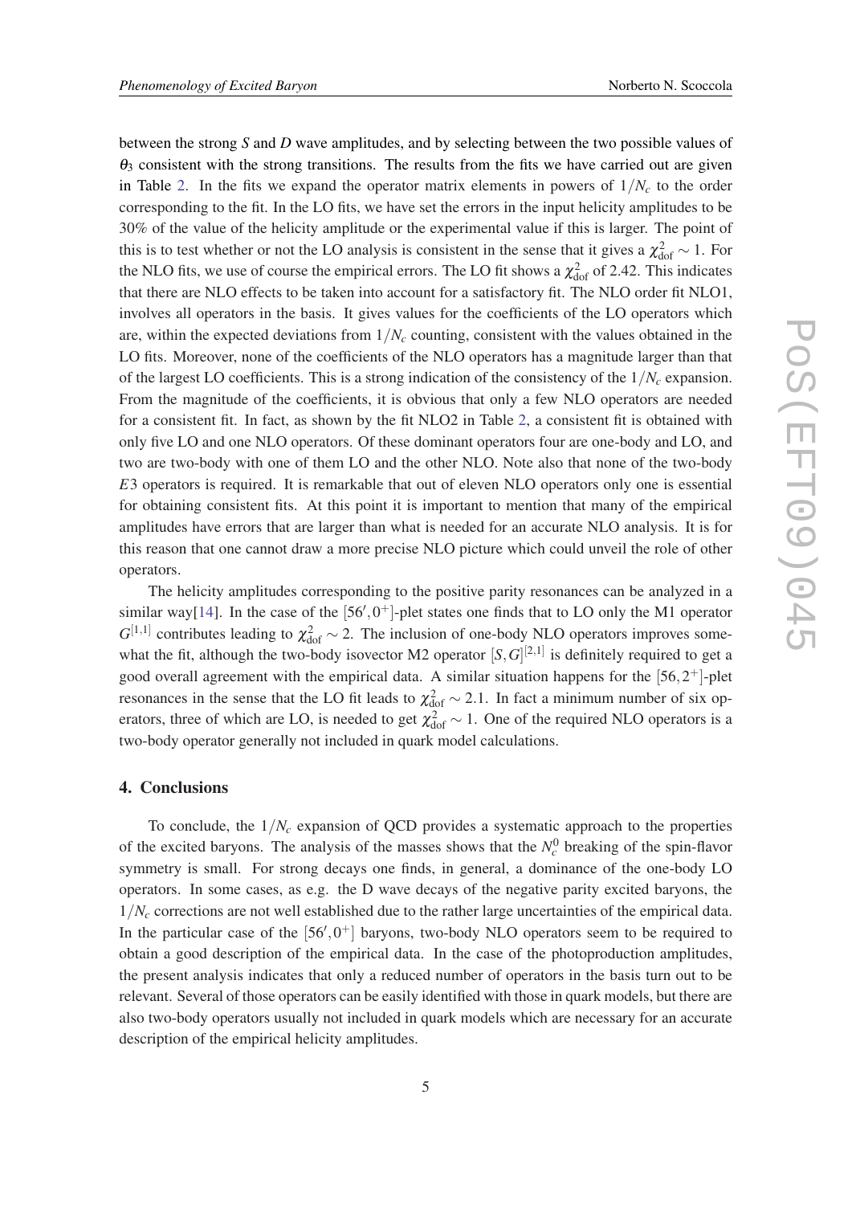between the strong $S$ and $D$ wave amplitudes, and by selecting between the two possible values of $\theta_3$ consistent with the strong transitions. The results from the fits we have carried out are given in Table 2. In the fits we expand the operator matrix elements in powers of $1/N_c$ to the order corresponding to the fit. In the LO fits, we have set the errors in the input helicity amplitudes to be 30% of the value of the helicity amplitude or the experimental value if this is larger. The point of this is to test whether or not the LO analysis is consistent in the sense that it gives a $\chi^2_{\rm dof} \sim 1$. For the NLO fits, we use of course the empirical errors. The LO fit shows a $\chi^2_{\rm dof}$ of 2.42. This indicates that there are NLO effects to be taken into account for a satisfactory fit. The NLO order fit NLO1, involves all operators in the basis. It gives values for the coefficients of the LO operators which are, within the expected deviations from $1/N_c$ counting, consistent with the values obtained in the LO fits. Moreover, none of the coefficients of the NLO operators has a magnitude larger than that of the largest LO coefficients. This is a strong indication of the consistency of the $1/N_c$ expansion. From the magnitude of the coefficients, it is obvious that only a few NLO operators are needed for a consistent fit. In fact, as shown by the fit NLO2 in Table 2, a consistent fit is obtained with only five LO and one NLO operators. Of these dominant operators four are one-body and LO, and two are two-body with one of them LO and the other NLO. Note also that none of the two-body $E3$ operators is required. It is remarkable that out of eleven NLO operators only one is essential for obtaining consistent fits. At this point it is important to mention that many of the empirical amplitudes have errors that are larger than what is needed for an accurate NLO analysis. It is for this reason that one cannot draw a more precise NLO picture which could unveil the role of other operators.

The helicity amplitudes corresponding to the positive parity resonances can be analyzed in a similar way[14]. In the case of the $[56', 0^+]$-plet states one finds that to LO only the M1 operator $G^{[1,1]}$ contributes leading to $\chi^2_{\rm dof} \sim 2$. The inclusion of one-body NLO operators improves somewhat the fit, although the two-body isovector M2 operator $[S,G]^{[2,1]}$ is definitely required to get a good overall agreement with the empirical data. A similar situation happens for the $[56, 2^+]$-plet resonances in the sense that the LO fit leads to $\chi^2_{\rm dof} \sim 2.1$. In fact a minimum number of six operators, three of which are LO, is needed to get $\chi^2_{\rm dof} \sim 1$. One of the required NLO operators is a two-body operator generally not included in quark model calculations.

## 4. Conclusions

To conclude, the $1/N_c$ expansion of QCD provides a systematic approach to the properties of the excited baryons. The analysis of the masses shows that the $N_c^0$ breaking of the spin-flavor symmetry is small. For strong decays one finds, in general, a dominance of the one-body LO operators. In some cases, as e.g. the D wave decays of the negative parity excited baryons, the $1/N_c$ corrections are not well established due to the rather large uncertainties of the empirical data. In the particular case of the $[56', 0^+]$ baryons, two-body NLO operators seem to be required to obtain a good description of the empirical data. In the case of the photoproduction amplitudes, the present analysis indicates that only a reduced number of operators in the basis turn out to be relevant. Several of those operators can be easily identified with those in quark models, but there are also two-body operators usually not included in quark models which are necessary for an accurate description of the empirical helicity amplitudes.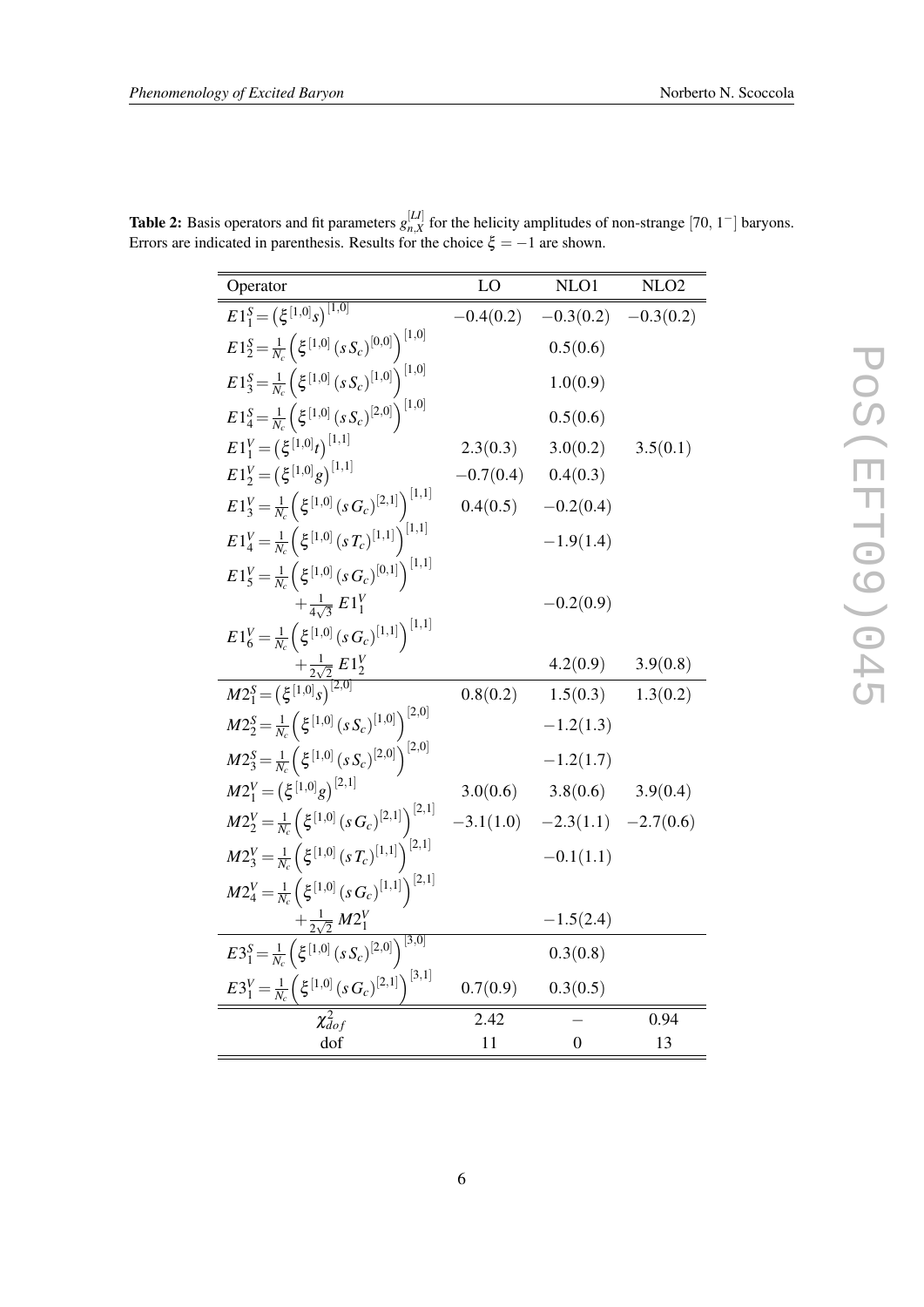**Table 2:** Basis operators and fit parameters $g_{n,X}^{[LI]}$ for the helicity amplitudes of non-strange $[70,1^-]$ baryons. Errors are indicated in parenthesis. Results for the choice $\xi = -1$ are shown.

| Operator | LO | NLO1 | NLO2 |
|---|---|---|---|
| $E1_1^S = \left(\xi^{[1,0]} s\right)^{[1,0]}$ | $-0.4(0.2)$ | $-0.3(0.2)$ | $-0.3(0.2)$ |
| $E1_2^S = \frac{1}{N_c}\left(\xi^{[1,0]}\left(s\,S_c\right)^{[0,0]}\right)^{[1,0]}$ | | $0.5(0.6)$ | |
| $E1_3^S = \frac{1}{N_c}\left(\xi^{[1,0]}\left(s\,S_c\right)^{[1,0]}\right)^{[1,0]}$ | | $1.0(0.9)$ | |
| $E1_4^S = \frac{1}{N_c}\left(\xi^{[1,0]}\left(s\,S_c\right)^{[2,0]}\right)^{[1,0]}$ | | $0.5(0.6)$ | |
| $E1_1^V = \left(\xi^{[1,0]} t\right)^{[1,1]}$ | $2.3(0.3)$ | $3.0(0.2)$ | $3.5(0.1)$ |
| $E1_2^V = \left(\xi^{[1,0]} g\right)^{[1,1]}$ | $-0.7(0.4)$ | $0.4(0.3)$ | |
| $E1_3^V = \frac{1}{N_c}\left(\xi^{[1,0]}\left(s\,G_c\right)^{[2,1]}\right)^{[1,1]}$ | $0.4(0.5)$ | $-0.2(0.4)$ | |
| $E1_4^V = \frac{1}{N_c}\left(\xi^{[1,0]}\left(s\,T_c\right)^{[1,1]}\right)^{[1,1]}$ | | $-1.9(1.4)$ | |
| $E1_5^V = \frac{1}{N_c}\left(\xi^{[1,0]}\left(s\,G_c\right)^{[0,1]}\right)^{[1,1]} + \frac{1}{4\sqrt{3}}\,E1_1^V$ | | $-0.2(0.9)$ | |
| $E1_6^V = \frac{1}{N_c}\left(\xi^{[1,0]}\left(s\,G_c\right)^{[1,1]}\right)^{[1,1]} + \frac{1}{2\sqrt{2}}\,E1_2^V$ | | $4.2(0.9)$ | $3.9(0.8)$ |
| $M2_1^S = \left(\xi^{[1,0]} s\right)^{[2,0]}$ | $0.8(0.2)$ | $1.5(0.3)$ | $1.3(0.2)$ |
| $M2_2^S = \frac{1}{N_c}\left(\xi^{[1,0]}\left(s\,S_c\right)^{[1,0]}\right)^{[2,0]}$ | | $-1.2(1.3)$ | |
| $M2_3^S = \frac{1}{N_c}\left(\xi^{[1,0]}\left(s\,S_c\right)^{[2,0]}\right)^{[2,0]}$ | | $-1.2(1.7)$ | |
| $M2_1^V = \left(\xi^{[1,0]} g\right)^{[2,1]}$ | $3.0(0.6)$ | $3.8(0.6)$ | $3.9(0.4)$ |
| $M2_2^V = \frac{1}{N_c}\left(\xi^{[1,0]}\left(s\,G_c\right)^{[2,1]}\right)^{[2,1]}$ | $-3.1(1.0)$ | $-2.3(1.1)$ | $-2.7(0.6)$ |
| $M2_3^V = \frac{1}{N_c}\left(\xi^{[1,0]}\left(s\,T_c\right)^{[1,1]}\right)^{[2,1]}$ | | $-0.1(1.1)$ | |
| $M2_4^V = \frac{1}{N_c}\left(\xi^{[1,0]}\left(s\,G_c\right)^{[1,1]}\right)^{[2,1]} + \frac{1}{2\sqrt{2}}\,M2_1^V$ | | $-1.5(2.4)$ | |
| $E3_1^S = \frac{1}{N_c}\left(\xi^{[1,0]}\left(s\,S_c\right)^{[2,0]}\right)^{[3,0]}$ | | $0.3(0.8)$ | |
| $E3_1^V = \frac{1}{N_c}\left(\xi^{[1,0]}\left(s\,G_c\right)^{[2,1]}\right)^{[3,1]}$ | $0.7(0.9)$ | $0.3(0.5)$ | |
| $\chi^2_{dof}$ | 2.42 | – | 0.94 |
| dof | 11 | 0 | 13 |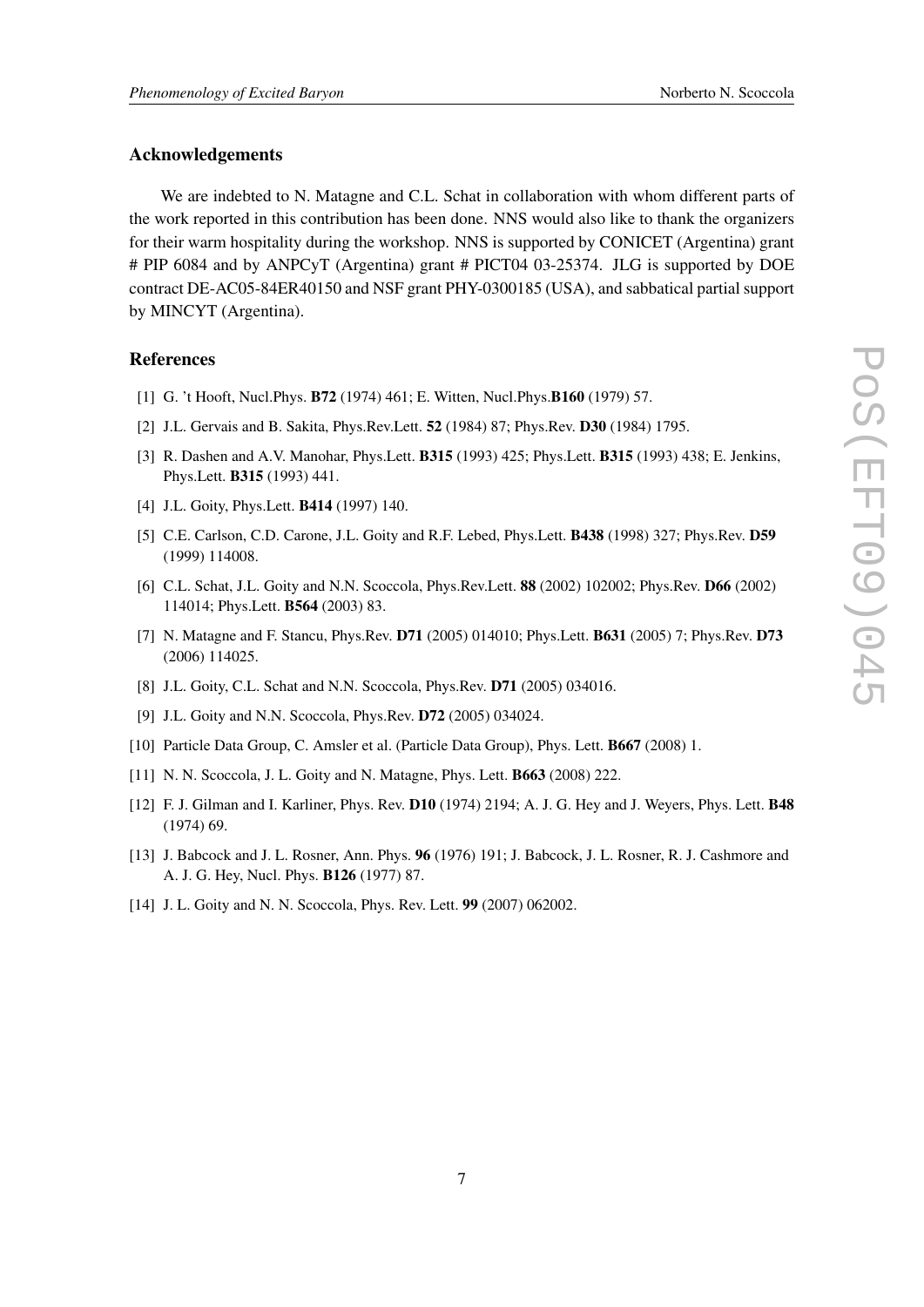## Acknowledgements

We are indebted to N. Matagne and C.L. Schat in collaboration with whom different parts of the work reported in this contribution has been done. NNS would also like to thank the organizers for their warm hospitality during the workshop. NNS is supported by CONICET (Argentina) grant # PIP 6084 and by ANPCyT (Argentina) grant # PICT04 03-25374. JLG is supported by DOE contract DE-AC05-84ER40150 and NSF grant PHY-0300185 (USA), and sabbatical partial support by MINCYT (Argentina).

## References

[1] G. 't Hooft, Nucl.Phys. **B72** (1974) 461; E. Witten, Nucl.Phys.**B160** (1979) 57.

[2] J.L. Gervais and B. Sakita, Phys.Rev.Lett. **52** (1984) 87; Phys.Rev. **D30** (1984) 1795.

[3] R. Dashen and A.V. Manohar, Phys.Lett. **B315** (1993) 425; Phys.Lett. **B315** (1993) 438; E. Jenkins, Phys.Lett. **B315** (1993) 441.

[4] J.L. Goity, Phys.Lett. **B414** (1997) 140.

[5] C.E. Carlson, C.D. Carone, J.L. Goity and R.F. Lebed, Phys.Lett. **B438** (1998) 327; Phys.Rev. **D59** (1999) 114008.

[6] C.L. Schat, J.L. Goity and N.N. Scoccola, Phys.Rev.Lett. **88** (2002) 102002; Phys.Rev. **D66** (2002) 114014; Phys.Lett. **B564** (2003) 83.

[7] N. Matagne and F. Stancu, Phys.Rev. **D71** (2005) 014010; Phys.Lett. **B631** (2005) 7; Phys.Rev. **D73** (2006) 114025.

[8] J.L. Goity, C.L. Schat and N.N. Scoccola, Phys.Rev. **D71** (2005) 034016.

[9] J.L. Goity and N.N. Scoccola, Phys.Rev. **D72** (2005) 034024.

[10] Particle Data Group, C. Amsler et al. (Particle Data Group), Phys. Lett. **B667** (2008) 1.

[11] N. N. Scoccola, J. L. Goity and N. Matagne, Phys. Lett. **B663** (2008) 222.

[12] F. J. Gilman and I. Karliner, Phys. Rev. **D10** (1974) 2194; A. J. G. Hey and J. Weyers, Phys. Lett. **B48** (1974) 69.

[13] J. Babcock and J. L. Rosner, Ann. Phys. **96** (1976) 191; J. Babcock, J. L. Rosner, R. J. Cashmore and A. J. G. Hey, Nucl. Phys. **B126** (1977) 87.

[14] J. L. Goity and N. N. Scoccola, Phys. Rev. Lett. **99** (2007) 062002.